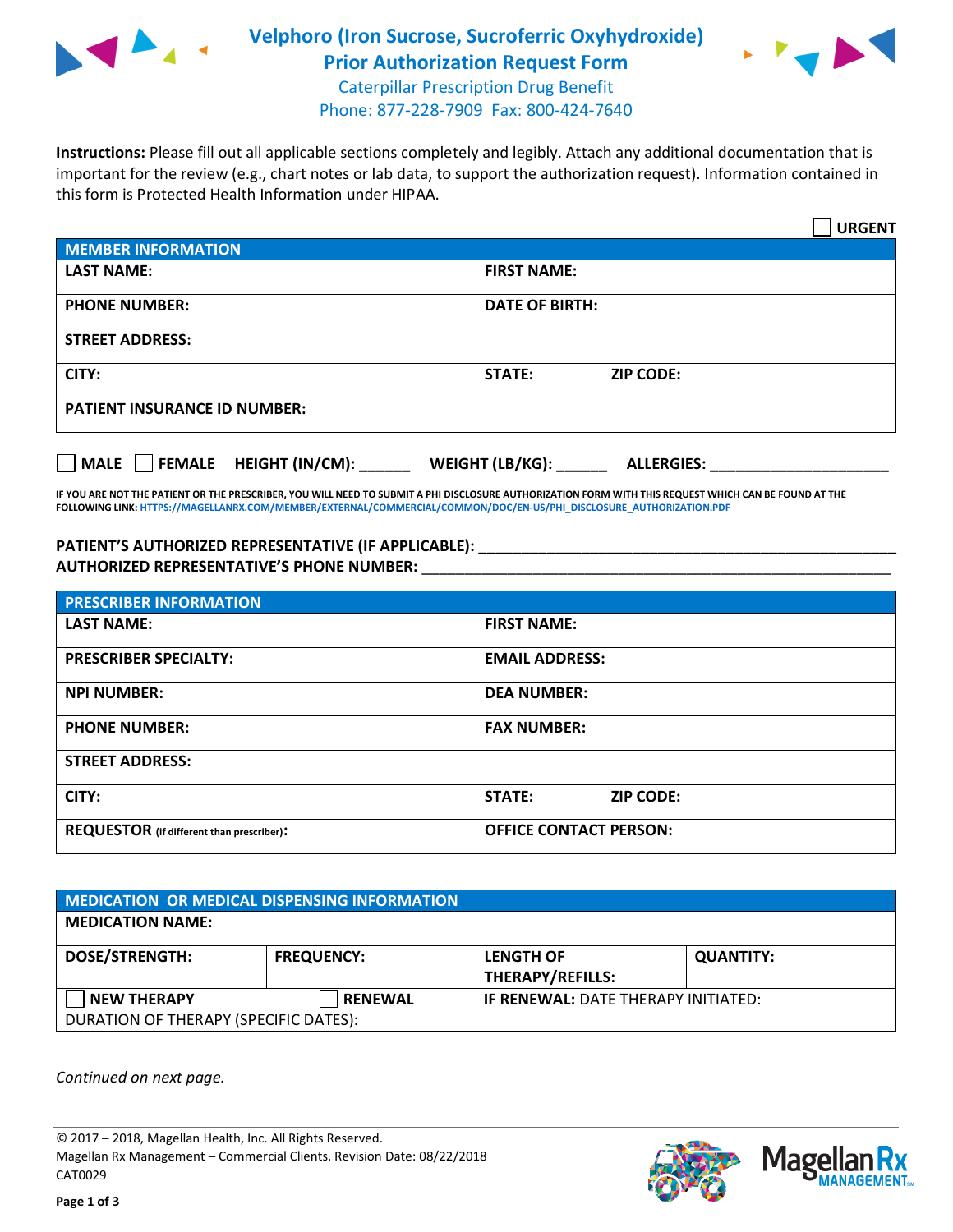# Velphoro (Iron Sucrose, Sucroferric Oxyhydroxide)
## Prior Authorization Request Form

Caterpillar Prescription Drug Benefit
Phone: 877-228-7909 Fax: 800-424-7640

**Instructions:** Please fill out all applicable sections completely and legibly. Attach any additional documentation that is important for the review (e.g., chart notes or lab data, to support the authorization request). Information contained in this form is Protected Health Information under HIPAA.

☐ **URGENT**

| MEMBER INFORMATION | |
|---|---|
| **LAST NAME:** | **FIRST NAME:** |
| **PHONE NUMBER:** | **DATE OF BIRTH:** |
| **STREET ADDRESS:** | |
| **CITY:** | **STATE:** **ZIP CODE:** |
| **PATIENT INSURANCE ID NUMBER:** | |

☐ **MALE** ☐ **FEMALE** **HEIGHT (IN/CM):** ______ **WEIGHT (LB/KG):** ______ **ALLERGIES:** ____________________

**IF YOU ARE NOT THE PATIENT OR THE PRESCRIBER, YOU WILL NEED TO SUBMIT A PHI DISCLOSURE AUTHORIZATION FORM WITH THIS REQUEST WHICH CAN BE FOUND AT THE FOLLOWING LINK: HTTPS://MAGELLANRX.COM/MEMBER/EXTERNAL/COMMERCIAL/COMMON/DOC/EN-US/PHI_DISCLOSURE_AUTHORIZATION.PDF**

**PATIENT'S AUTHORIZED REPRESENTATIVE (IF APPLICABLE):** ____________________________________________
**AUTHORIZED REPRESENTATIVE'S PHONE NUMBER:** ____________________________________________

| PRESCRIBER INFORMATION | |
|---|---|
| **LAST NAME:** | **FIRST NAME:** |
| **PRESCRIBER SPECIALTY:** | **EMAIL ADDRESS:** |
| **NPI NUMBER:** | **DEA NUMBER:** |
| **PHONE NUMBER:** | **FAX NUMBER:** |
| **STREET ADDRESS:** | |
| **CITY:** | **STATE:** **ZIP CODE:** |
| **REQUESTOR** (if different than prescriber)**:** | **OFFICE CONTACT PERSON:** |

| MEDICATION OR MEDICAL DISPENSING INFORMATION | | | |
|---|---|---|---|
| **MEDICATION NAME:** | | | |
| **DOSE/STRENGTH:** | **FREQUENCY:** | **LENGTH OF THERAPY/REFILLS:** | **QUANTITY:** |
| ☐ **NEW THERAPY** | ☐ **RENEWAL** | **IF RENEWAL:** DATE THERAPY INITIATED: | |
| DURATION OF THERAPY (SPECIFIC DATES): | | | |

*Continued on next page.*

© 2017 – 2018, Magellan Health, Inc. All Rights Reserved.
Magellan Rx Management – Commercial Clients. Revision Date: 08/22/2018
CAT0029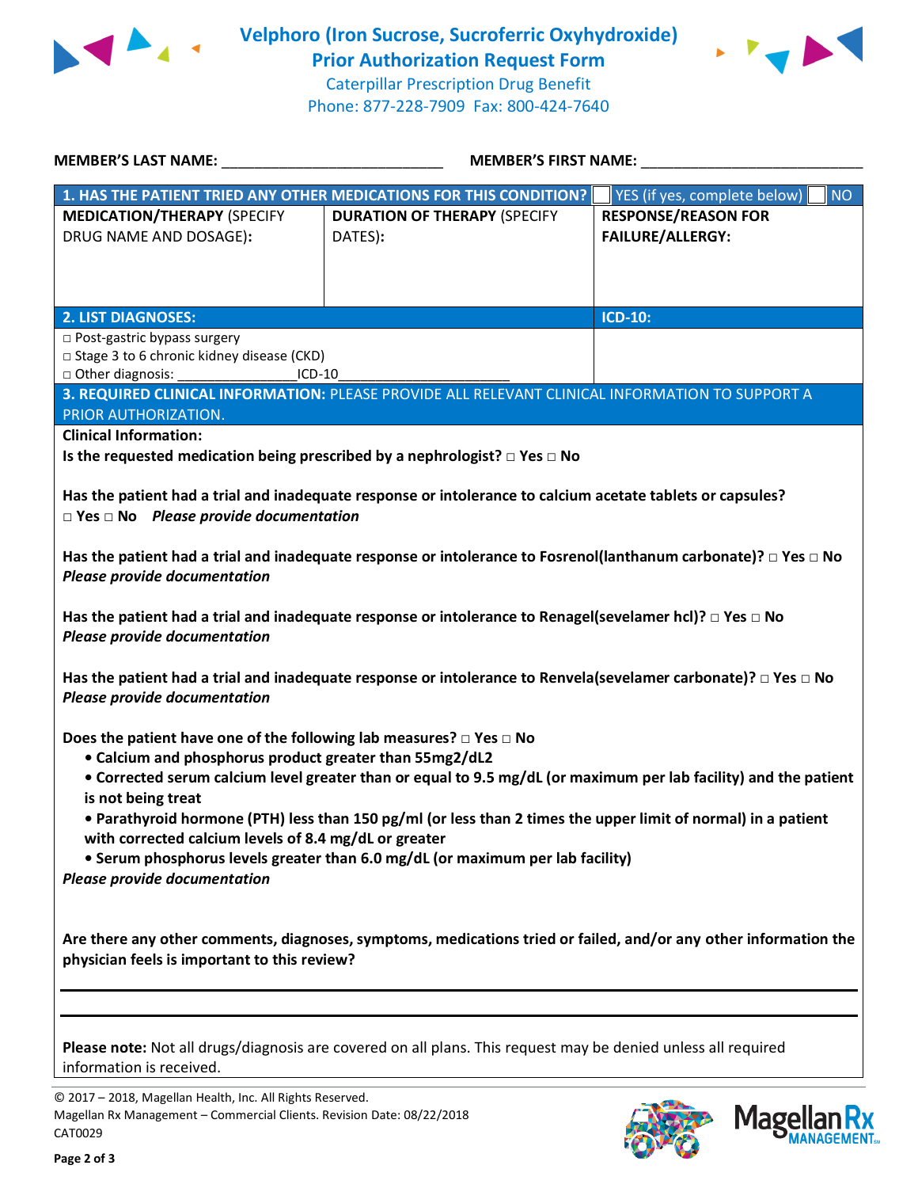# Velphoro (Iron Sucrose, Sucroferric Oxyhydroxide) Prior Authorization Request Form

Caterpillar Prescription Drug Benefit
Phone: 877-228-7909 Fax: 800-424-7640

**MEMBER'S LAST NAME:** ___________________________ **MEMBER'S FIRST NAME:** ___________________________

| **1. HAS THE PATIENT TRIED ANY OTHER MEDICATIONS FOR THIS CONDITION?** | | ☐ YES (if yes, complete below) ☐ NO |
|---|---|---|
| **MEDICATION/THERAPY** (SPECIFY DRUG NAME AND DOSAGE): | **DURATION OF THERAPY** (SPECIFY DATES): | **RESPONSE/REASON FOR FAILURE/ALLERGY:** |
| | | |

| **2. LIST DIAGNOSES:** | **ICD-10:** |
|---|---|
| □ Post-gastric bypass surgery<br>□ Stage 3 to 6 chronic kidney disease (CKD)<br>□ Other diagnosis: _______________ICD-10_____________________ | |

**3. REQUIRED CLINICAL INFORMATION:** PLEASE PROVIDE ALL RELEVANT CLINICAL INFORMATION TO SUPPORT A PRIOR AUTHORIZATION.

**Clinical Information:**

**Is the requested medication being prescribed by a nephrologist? □ Yes □ No**

**Has the patient had a trial and inadequate response or intolerance to calcium acetate tablets or capsules?**
**□ Yes □ No** ***Please provide documentation***

**Has the patient had a trial and inadequate response or intolerance to Fosrenol(lanthanum carbonate)? □ Yes □ No**
***Please provide documentation***

**Has the patient had a trial and inadequate response or intolerance to Renagel(sevelamer hcl)? □ Yes □ No**
***Please provide documentation***

**Has the patient had a trial and inadequate response or intolerance to Renvela(sevelamer carbonate)? □ Yes □ No**
***Please provide documentation***

**Does the patient have one of the following lab measures? □ Yes □ No**

- **Calcium and phosphorus product greater than 55mg2/dL2**
- **Corrected serum calcium level greater than or equal to 9.5 mg/dL (or maximum per lab facility) and the patient is not being treat**
- **Parathyroid hormone (PTH) less than 150 pg/ml (or less than 2 times the upper limit of normal) in a patient with corrected calcium levels of 8.4 mg/dL or greater**
- **Serum phosphorus levels greater than 6.0 mg/dL (or maximum per lab facility)**

***Please provide documentation***

**Are there any other comments, diagnoses, symptoms, medications tried or failed, and/or any other information the physician feels is important to this review?**

_______________________________________________________________________________

_______________________________________________________________________________

**Please note:** Not all drugs/diagnosis are covered on all plans. This request may be denied unless all required information is received.

© 2017 – 2018, Magellan Health, Inc. All Rights Reserved.
Magellan Rx Management – Commercial Clients. Revision Date: 08/22/2018
CAT0029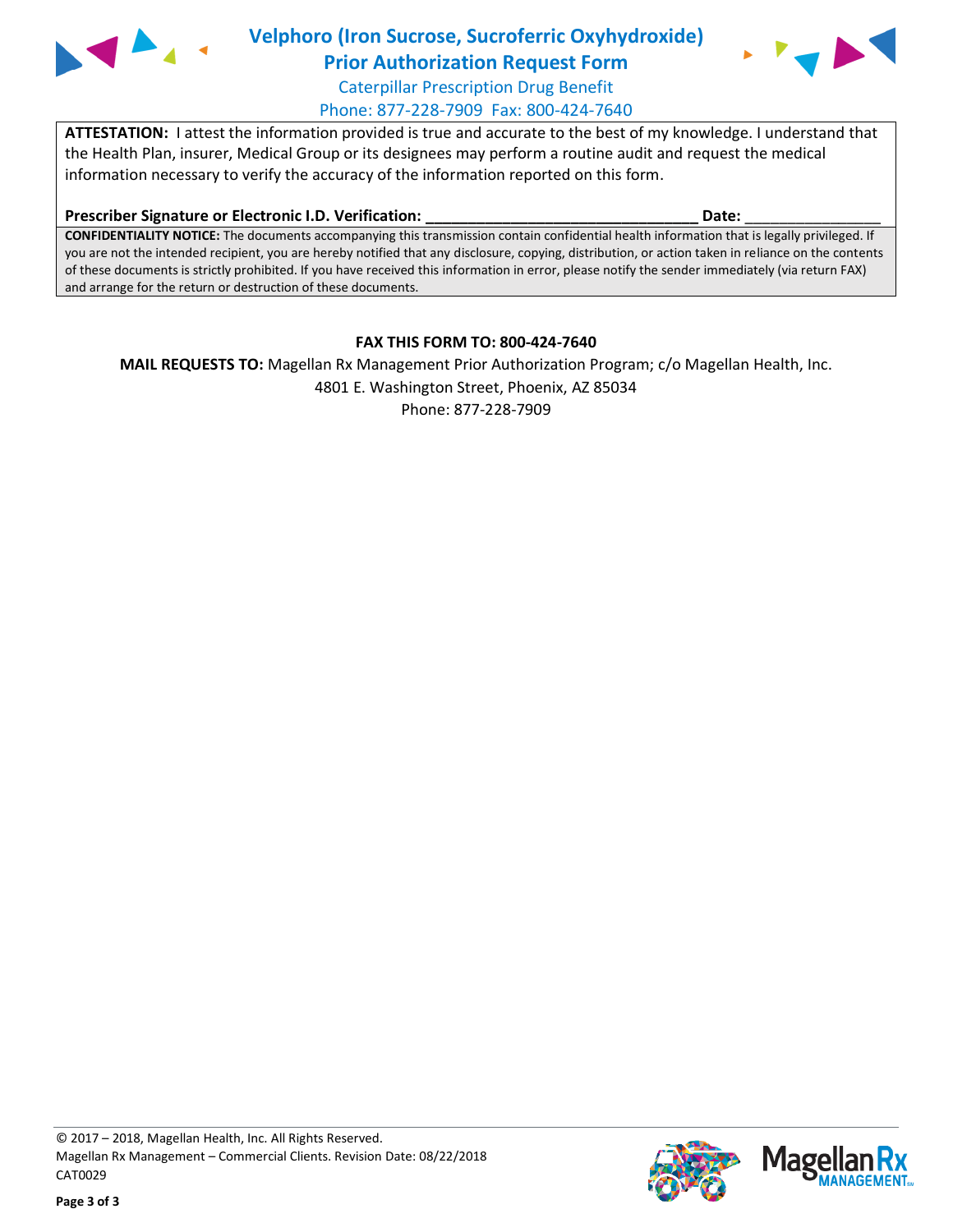**ATTESTATION:** I attest the information provided is true and accurate to the best of my knowledge. I understand that the Health Plan, insurer, Medical Group or its designees may perform a routine audit and request the medical information necessary to verify the accuracy of the information reported on this form.

**Prescriber Signature or Electronic I.D. Verification: ________________________________ Date: ________________**

**CONFIDENTIALITY NOTICE:** The documents accompanying this transmission contain confidential health information that is legally privileged. If you are not the intended recipient, you are hereby notified that any disclosure, copying, distribution, or action taken in reliance on the contents of these documents is strictly prohibited. If you have received this information in error, please notify the sender immediately (via return FAX) and arrange for the return or destruction of these documents.

**FAX THIS FORM TO: 800-424-7640**

**MAIL REQUESTS TO:** Magellan Rx Management Prior Authorization Program; c/o Magellan Health, Inc.
4801 E. Washington Street, Phoenix, AZ 85034
Phone: 877-228-7909

© 2017 – 2018, Magellan Health, Inc. All Rights Reserved.
Magellan Rx Management – Commercial Clients. Revision Date: 08/22/2018
CAT0029